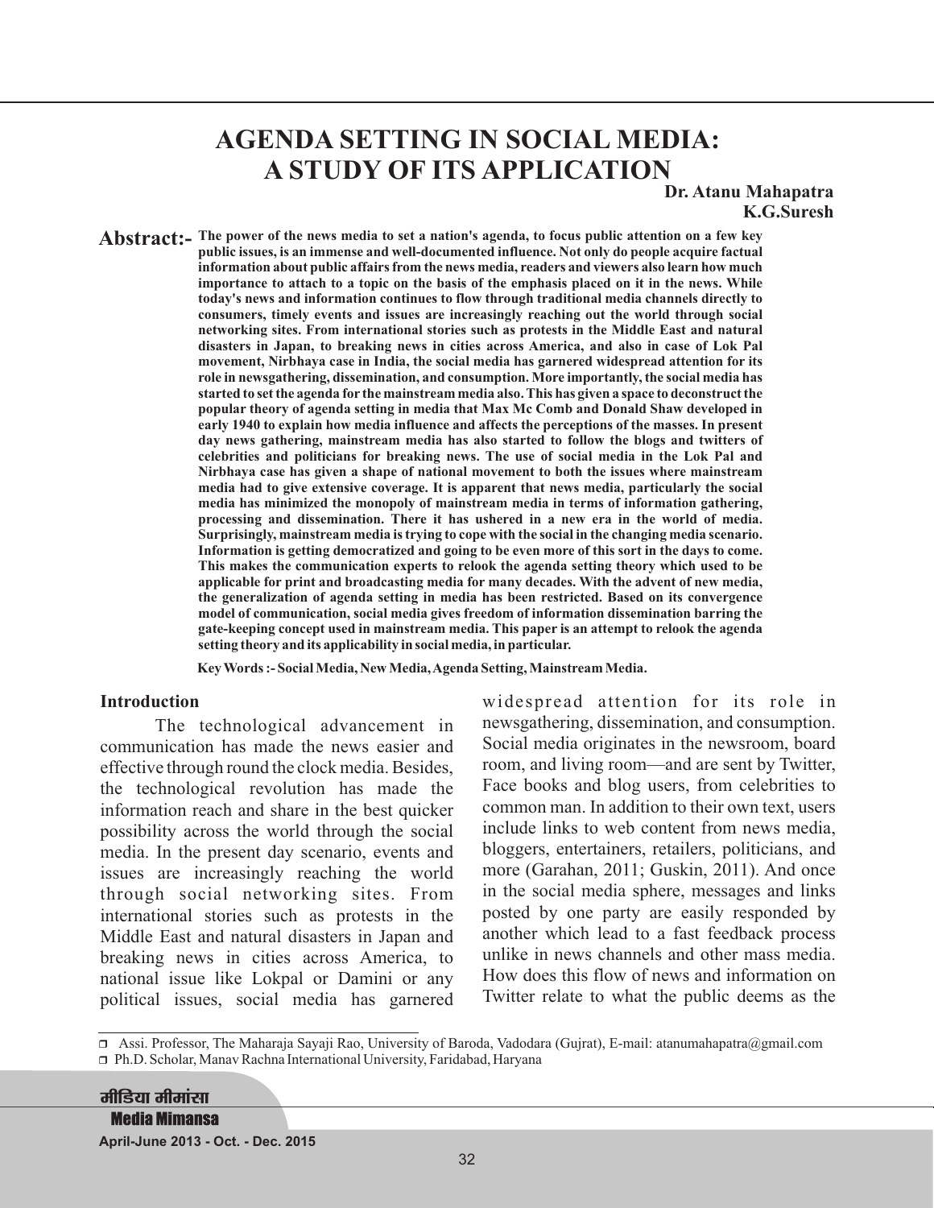# AGENDA SETTING IN SOCIAL MEDIA: A STUDY OF ITS APPLICATION

**Dr. Atanu Mahapatra**[1]
**K.G.Suresh**[2]

**Abstract:-** **The power of the news media to set a nation's agenda, to focus public attention on a few key public issues, is an immense and well-documented influence. Not only do people acquire factual information about public affairs from the news media, readers and viewers also learn how much importance to attach to a topic on the basis of the emphasis placed on it in the news. While today's news and information continues to flow through traditional media channels directly to consumers, timely events and issues are increasingly reaching out the world through social networking sites. From international stories such as protests in the Middle East and natural disasters in Japan, to breaking news in cities across America, and also in case of Lok Pal movement, Nirbhaya case in India, the social media has garnered widespread attention for its role in newsgathering, dissemination, and consumption. More importantly, the social media has started to set the agenda for the mainstream media also. This has given a space to deconstruct the popular theory of agenda setting in media that Max Mc Comb and Donald Shaw developed in early 1940 to explain how media influence and affects the perceptions of the masses. In present day news gathering, mainstream media has also started to follow the blogs and twitters of celebrities and politicians for breaking news. The use of social media in the Lok Pal and Nirbhaya case has given a shape of national movement to both the issues where mainstream media had to give extensive coverage. It is apparent that news media, particularly the social media has minimized the monopoly of mainstream media in terms of information gathering, processing and dissemination. There it has ushered in a new era in the world of media. Surprisingly, mainstream media is trying to cope with the social in the changing media scenario. Information is getting democratized and going to be even more of this sort in the days to come. This makes the communication experts to relook the agenda setting theory which used to be applicable for print and broadcasting media for many decades. With the advent of new media, the generalization of agenda setting in media has been restricted. Based on its convergence model of communication, social media gives freedom of information dissemination barring the gate-keeping concept used in mainstream media. This paper is an attempt to relook the agenda setting theory and its applicability in social media, in particular.**

**Key Words :- Social Media, New Media, Agenda Setting, Mainstream Media.**

## Introduction

The technological advancement in communication has made the news easier and effective through round the clock media. Besides, the technological revolution has made the information reach and share in the best quicker possibility across the world through the social media. In the present day scenario, events and issues are increasingly reaching the world through social networking sites. From international stories such as protests in the Middle East and natural disasters in Japan and breaking news in cities across America, to national issue like Lokpal or Damini or any political issues, social media has garnered widespread attention for its role in newsgathering, dissemination, and consumption. Social media originates in the newsroom, board room, and living room—and are sent by Twitter, Face books and blog users, from celebrities to common man. In addition to their own text, users include links to web content from news media, bloggers, entertainers, retailers, politicians, and more (Garahan, 2011; Guskin, 2011). And once in the social media sphere, messages and links posted by one party are easily responded by another which lead to a fast feedback process unlike in news channels and other mass media. How does this flow of news and information on Twitter relate to what the public deems as the

---

[1] Assi. Professor, The Maharaja Sayaji Rao, University of Baroda, Vadodara (Gujrat), E-mail: atanumahapatra@gmail.com

[2] Ph.D. Scholar, Manav Rachna International University, Faridabad, Haryana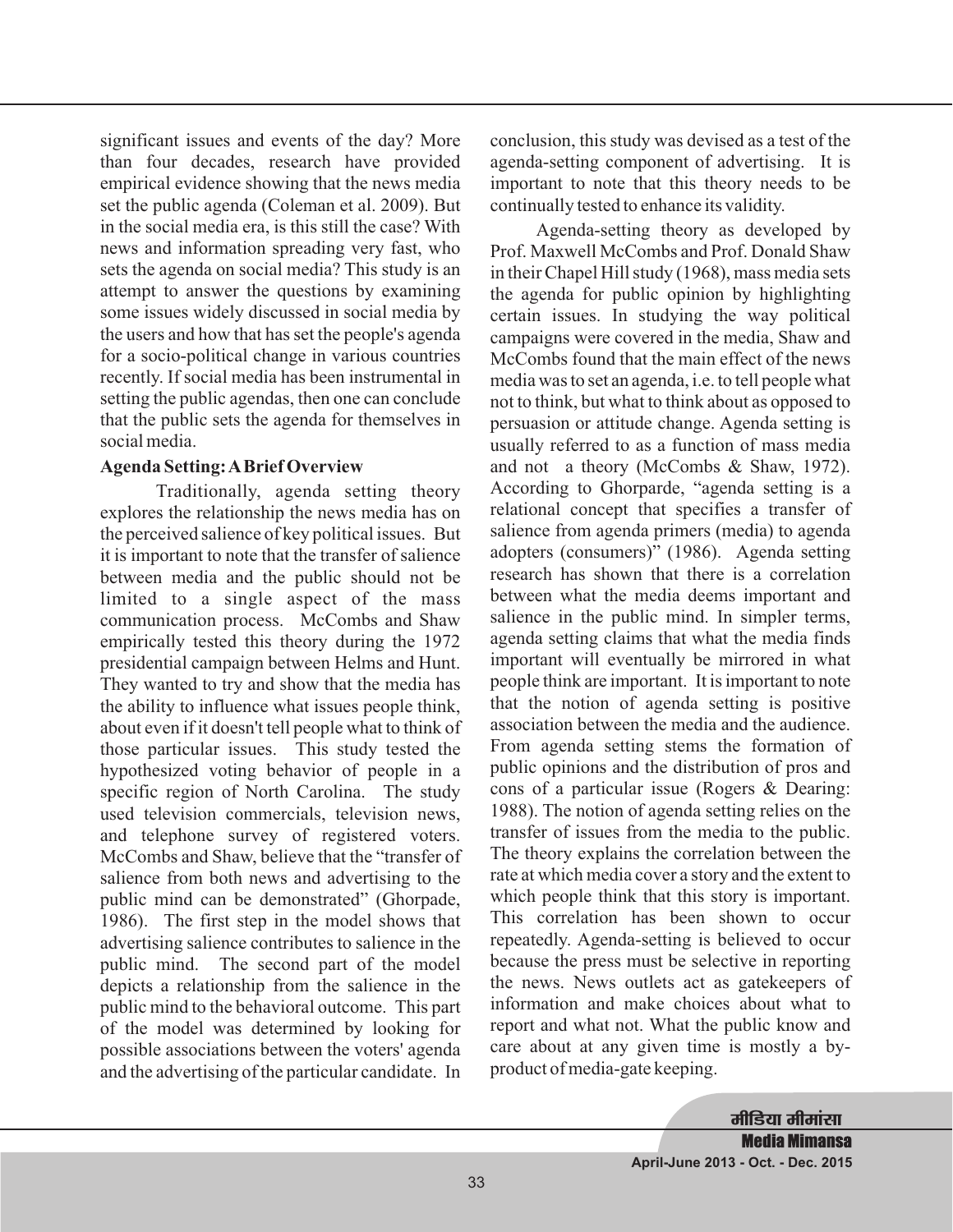significant issues and events of the day? More than four decades, research have provided empirical evidence showing that the news media set the public agenda (Coleman et al. 2009). But in the social media era, is this still the case? With news and information spreading very fast, who sets the agenda on social media? This study is an attempt to answer the questions by examining some issues widely discussed in social media by the users and how that has set the people's agenda for a socio-political change in various countries recently. If social media has been instrumental in setting the public agendas, then one can conclude that the public sets the agenda for themselves in social media.

## Agenda Setting: A Brief Overview

Traditionally, agenda setting theory explores the relationship the news media has on the perceived salience of key political issues. But it is important to note that the transfer of salience between media and the public should not be limited to a single aspect of the mass communication process. McCombs and Shaw empirically tested this theory during the 1972 presidential campaign between Helms and Hunt. They wanted to try and show that the media has the ability to influence what issues people think, about even if it doesn't tell people what to think of those particular issues. This study tested the hypothesized voting behavior of people in a specific region of North Carolina. The study used television commercials, television news, and telephone survey of registered voters. McCombs and Shaw, believe that the "transfer of salience from both news and advertising to the public mind can be demonstrated" (Ghorpade, 1986). The first step in the model shows that advertising salience contributes to salience in the public mind. The second part of the model depicts a relationship from the salience in the public mind to the behavioral outcome. This part of the model was determined by looking for possible associations between the voters' agenda and the advertising of the particular candidate. In conclusion, this study was devised as a test of the agenda-setting component of advertising. It is important to note that this theory needs to be continually tested to enhance its validity.

Agenda-setting theory as developed by Prof. Maxwell McCombs and Prof. Donald Shaw in their Chapel Hill study (1968), mass media sets the agenda for public opinion by highlighting certain issues. In studying the way political campaigns were covered in the media, Shaw and McCombs found that the main effect of the news media was to set an agenda, i.e. to tell people what not to think, but what to think about as opposed to persuasion or attitude change. Agenda setting is usually referred to as a function of mass media and not a theory (McCombs & Shaw, 1972). According to Ghorparde, "agenda setting is a relational concept that specifies a transfer of salience from agenda primers (media) to agenda adopters (consumers)" (1986). Agenda setting research has shown that there is a correlation between what the media deems important and salience in the public mind. In simpler terms, agenda setting claims that what the media finds important will eventually be mirrored in what people think are important. It is important to note that the notion of agenda setting is positive association between the media and the audience. From agenda setting stems the formation of public opinions and the distribution of pros and cons of a particular issue (Rogers & Dearing: 1988). The notion of agenda setting relies on the transfer of issues from the media to the public. The theory explains the correlation between the rate at which media cover a story and the extent to which people think that this story is important. This correlation has been shown to occur repeatedly. Agenda-setting is believed to occur because the press must be selective in reporting the news. News outlets act as gatekeepers of information and make choices about what to report and what not. What the public know and care about at any given time is mostly a by-product of media-gate keeping.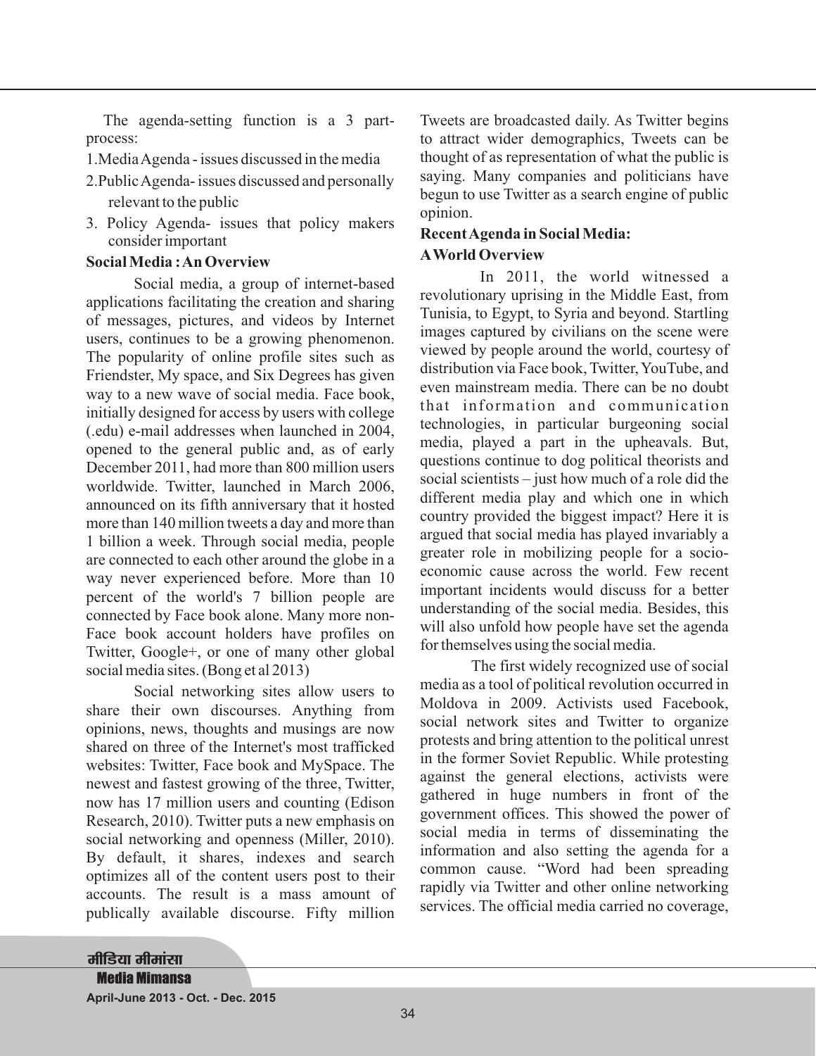The agenda-setting function is a 3 part-process:

1. Media Agenda - issues discussed in the media
2. Public Agenda- issues discussed and personally relevant to the public
3. Policy Agenda- issues that policy makers consider important

**Social Media : An Overview**

Social media, a group of internet-based applications facilitating the creation and sharing of messages, pictures, and videos by Internet users, continues to be a growing phenomenon. The popularity of online profile sites such as Friendster, My space, and Six Degrees has given way to a new wave of social media. Face book, initially designed for access by users with college (.edu) e-mail addresses when launched in 2004, opened to the general public and, as of early December 2011, had more than 800 million users worldwide. Twitter, launched in March 2006, announced on its fifth anniversary that it hosted more than 140 million tweets a day and more than 1 billion a week. Through social media, people are connected to each other around the globe in a way never experienced before. More than 10 percent of the world's 7 billion people are connected by Face book alone. Many more non-Face book account holders have profiles on Twitter, Google+, or one of many other global social media sites. (Bong et al 2013)

Social networking sites allow users to share their own discourses. Anything from opinions, news, thoughts and musings are now shared on three of the Internet's most trafficked websites: Twitter, Face book and MySpace. The newest and fastest growing of the three, Twitter, now has 17 million users and counting (Edison Research, 2010). Twitter puts a new emphasis on social networking and openness (Miller, 2010). By default, it shares, indexes and search optimizes all of the content users post to their accounts. The result is a mass amount of publically available discourse. Fifty million Tweets are broadcasted daily. As Twitter begins to attract wider demographics, Tweets can be thought of as representation of what the public is saying. Many companies and politicians have begun to use Twitter as a search engine of public opinion.

**Recent Agenda in Social Media:**

**A World Overview**

In 2011, the world witnessed a revolutionary uprising in the Middle East, from Tunisia, to Egypt, to Syria and beyond. Startling images captured by civilians on the scene were viewed by people around the world, courtesy of distribution via Face book, Twitter, YouTube, and even mainstream media. There can be no doubt that information and communication technologies, in particular burgeoning social media, played a part in the upheavals. But, questions continue to dog political theorists and social scientists – just how much of a role did the different media play and which one in which country provided the biggest impact? Here it is argued that social media has played invariably a greater role in mobilizing people for a socio-economic cause across the world. Few recent important incidents would discuss for a better understanding of the social media. Besides, this will also unfold how people have set the agenda for themselves using the social media.

The first widely recognized use of social media as a tool of political revolution occurred in Moldova in 2009. Activists used Facebook, social network sites and Twitter to organize protests and bring attention to the political unrest in the former Soviet Republic. While protesting against the general elections, activists were gathered in huge numbers in front of the government offices. This showed the power of social media in terms of disseminating the information and also setting the agenda for a common cause. "Word had been spreading rapidly via Twitter and other online networking services. The official media carried no coverage,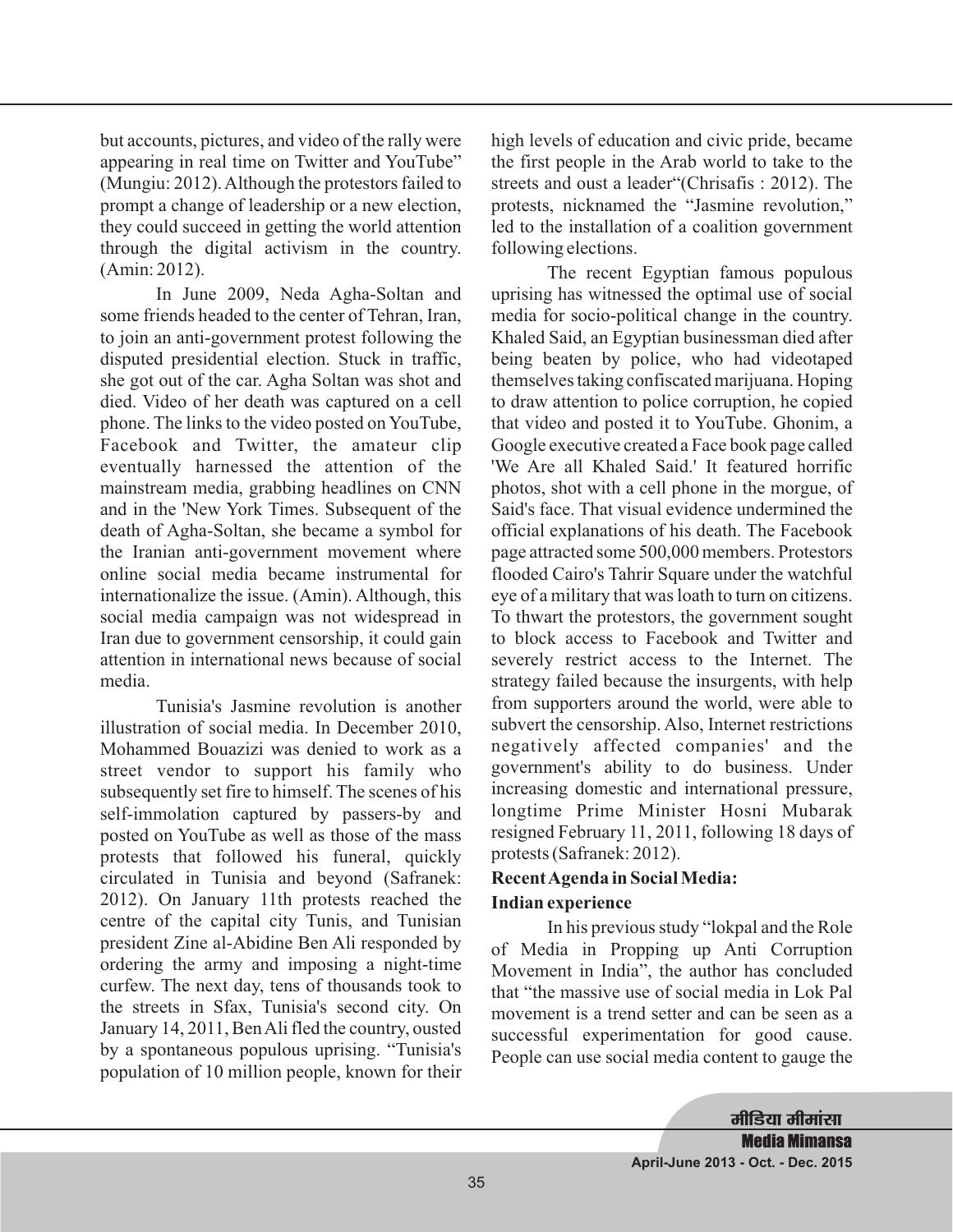but accounts, pictures, and video of the rally were appearing in real time on Twitter and YouTube" (Mungiu: 2012). Although the protestors failed to prompt a change of leadership or a new election, they could succeed in getting the world attention through the digital activism in the country. (Amin: 2012).

In June 2009, Neda Agha-Soltan and some friends headed to the center of Tehran, Iran, to join an anti-government protest following the disputed presidential election. Stuck in traffic, she got out of the car. Agha Soltan was shot and died. Video of her death was captured on a cell phone. The links to the video posted on YouTube, Facebook and Twitter, the amateur clip eventually harnessed the attention of the mainstream media, grabbing headlines on CNN and in the 'New York Times. Subsequent of the death of Agha-Soltan, she became a symbol for the Iranian anti-government movement where online social media became instrumental for internationalize the issue. (Amin). Although, this social media campaign was not widespread in Iran due to government censorship, it could gain attention in international news because of social media.

Tunisia's Jasmine revolution is another illustration of social media. In December 2010, Mohammed Bouazizi was denied to work as a street vendor to support his family who subsequently set fire to himself. The scenes of his self-immolation captured by passers-by and posted on YouTube as well as those of the mass protests that followed his funeral, quickly circulated in Tunisia and beyond (Safranek: 2012). On January 11th protests reached the centre of the capital city Tunis, and Tunisian president Zine al-Abidine Ben Ali responded by ordering the army and imposing a night-time curfew. The next day, tens of thousands took to the streets in Sfax, Tunisia's second city. On January 14, 2011, Ben Ali fled the country, ousted by a spontaneous populous uprising. "Tunisia's population of 10 million people, known for their high levels of education and civic pride, became the first people in the Arab world to take to the streets and oust a leader"(Chrisafis : 2012). The protests, nicknamed the "Jasmine revolution," led to the installation of a coalition government following elections.

The recent Egyptian famous populous uprising has witnessed the optimal use of social media for socio-political change in the country. Khaled Said, an Egyptian businessman died after being beaten by police, who had videotaped themselves taking confiscated marijuana. Hoping to draw attention to police corruption, he copied that video and posted it to YouTube. Ghonim, a Google executive created a Face book page called 'We Are all Khaled Said.' It featured horrific photos, shot with a cell phone in the morgue, of Said's face. That visual evidence undermined the official explanations of his death. The Facebook page attracted some 500,000 members. Protestors flooded Cairo's Tahrir Square under the watchful eye of a military that was loath to turn on citizens. To thwart the protestors, the government sought to block access to Facebook and Twitter and severely restrict access to the Internet. The strategy failed because the insurgents, with help from supporters around the world, were able to subvert the censorship. Also, Internet restrictions negatively affected companies' and the government's ability to do business. Under increasing domestic and international pressure, longtime Prime Minister Hosni Mubarak resigned February 11, 2011, following 18 days of protests (Safranek: 2012).

## Recent Agenda in Social Media: Indian experience

In his previous study "lokpal and the Role of Media in Propping up Anti Corruption Movement in India", the author has concluded that "the massive use of social media in Lok Pal movement is a trend setter and can be seen as a successful experimentation for good cause. People can use social media content to gauge the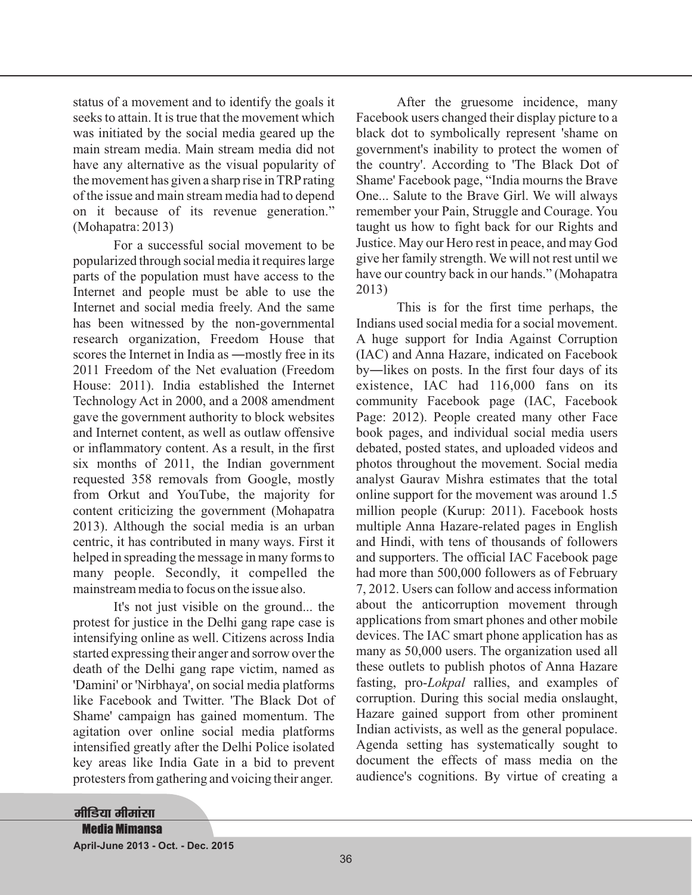status of a movement and to identify the goals it seeks to attain. It is true that the movement which was initiated by the social media geared up the main stream media. Main stream media did not have any alternative as the visual popularity of the movement has given a sharp rise in TRP rating of the issue and main stream media had to depend on it because of its revenue generation." (Mohapatra: 2013)

For a successful social movement to be popularized through social media it requires large parts of the population must have access to the Internet and people must be able to use the Internet and social media freely. And the same has been witnessed by the non-governmental research organization, Freedom House that scores the Internet in India as ―mostly free in its 2011 Freedom of the Net evaluation (Freedom House: 2011). India established the Internet Technology Act in 2000, and a 2008 amendment gave the government authority to block websites and Internet content, as well as outlaw offensive or inflammatory content. As a result, in the first six months of 2011, the Indian government requested 358 removals from Google, mostly from Orkut and YouTube, the majority for content criticizing the government (Mohapatra 2013). Although the social media is an urban centric, it has contributed in many ways. First it helped in spreading the message in many forms to many people. Secondly, it compelled the mainstream media to focus on the issue also.

It's not just visible on the ground... the protest for justice in the Delhi gang rape case is intensifying online as well. Citizens across India started expressing their anger and sorrow over the death of the Delhi gang rape victim, named as 'Damini' or 'Nirbhaya', on social media platforms like Facebook and Twitter. 'The Black Dot of Shame' campaign has gained momentum. The agitation over online social media platforms intensified greatly after the Delhi Police isolated key areas like India Gate in a bid to prevent protesters from gathering and voicing their anger.

After the gruesome incidence, many Facebook users changed their display picture to a black dot to symbolically represent 'shame on government's inability to protect the women of the country'. According to 'The Black Dot of Shame' Facebook page, "India mourns the Brave One... Salute to the Brave Girl. We will always remember your Pain, Struggle and Courage. You taught us how to fight back for our Rights and Justice. May our Hero rest in peace, and may God give her family strength. We will not rest until we have our country back in our hands." (Mohapatra 2013)

This is for the first time perhaps, the Indians used social media for a social movement. A huge support for India Against Corruption (IAC) and Anna Hazare, indicated on Facebook by―likes on posts. In the first four days of its existence, IAC had 116,000 fans on its community Facebook page (IAC, Facebook Page: 2012). People created many other Face book pages, and individual social media users debated, posted states, and uploaded videos and photos throughout the movement. Social media analyst Gaurav Mishra estimates that the total online support for the movement was around 1.5 million people (Kurup: 2011). Facebook hosts multiple Anna Hazare-related pages in English and Hindi, with tens of thousands of followers and supporters. The official IAC Facebook page had more than 500,000 followers as of February 7, 2012. Users can follow and access information about the anticorruption movement through applications from smart phones and other mobile devices. The IAC smart phone application has as many as 50,000 users. The organization used all these outlets to publish photos of Anna Hazare fasting, pro-*Lokpal* rallies, and examples of corruption. During this social media onslaught, Hazare gained support from other prominent Indian activists, as well as the general populace. Agenda setting has systematically sought to document the effects of mass media on the audience's cognitions. By virtue of creating a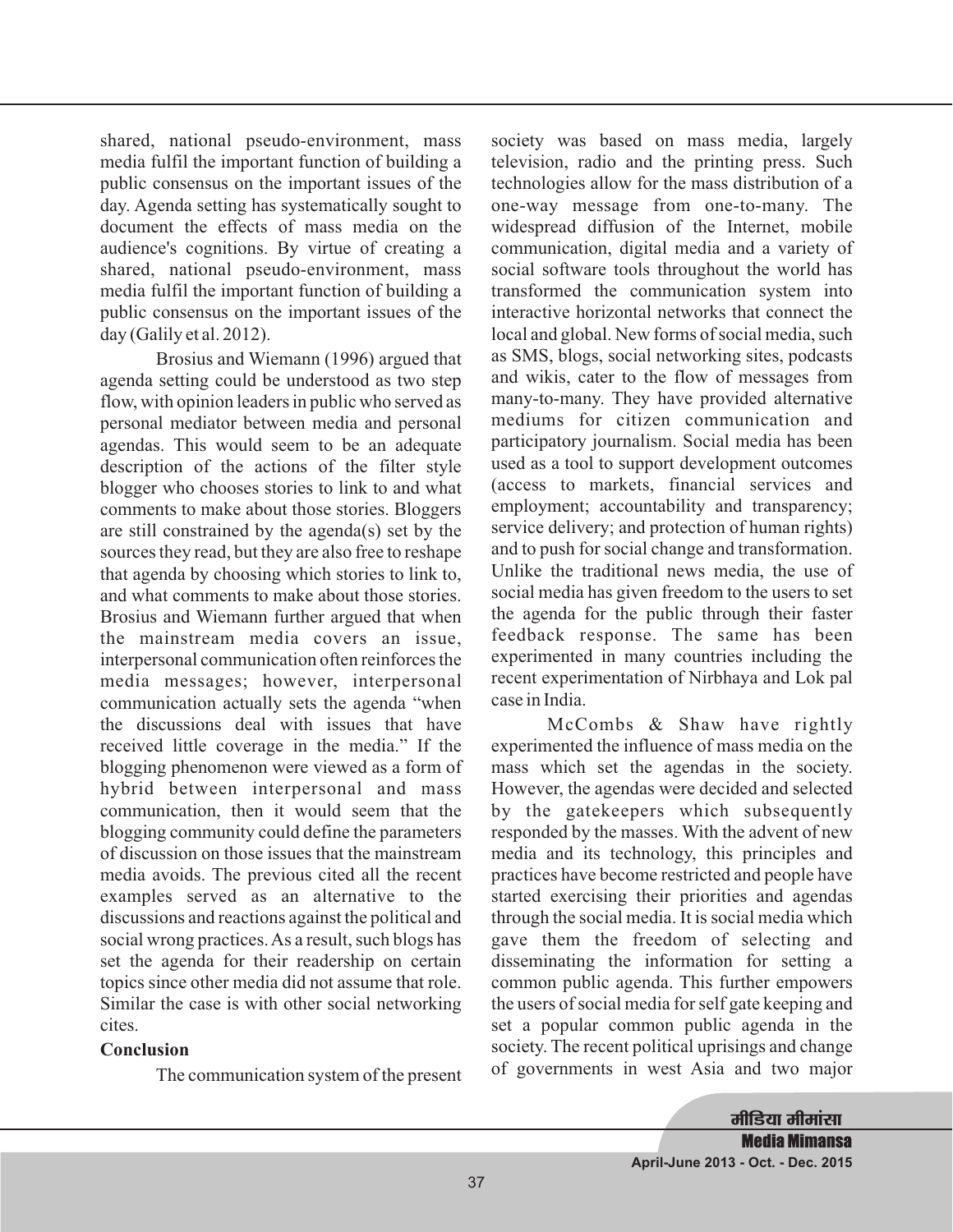shared, national pseudo-environment, mass media fulfil the important function of building a public consensus on the important issues of the day. Agenda setting has systematically sought to document the effects of mass media on the audience's cognitions. By virtue of creating a shared, national pseudo-environment, mass media fulfil the important function of building a public consensus on the important issues of the day (Galily et al. 2012).

Brosius and Wiemann (1996) argued that agenda setting could be understood as two step flow, with opinion leaders in public who served as personal mediator between media and personal agendas. This would seem to be an adequate description of the actions of the filter style blogger who chooses stories to link to and what comments to make about those stories. Bloggers are still constrained by the agenda(s) set by the sources they read, but they are also free to reshape that agenda by choosing which stories to link to, and what comments to make about those stories. Brosius and Wiemann further argued that when the mainstream media covers an issue, interpersonal communication often reinforces the media messages; however, interpersonal communication actually sets the agenda "when the discussions deal with issues that have received little coverage in the media." If the blogging phenomenon were viewed as a form of hybrid between interpersonal and mass communication, then it would seem that the blogging community could define the parameters of discussion on those issues that the mainstream media avoids. The previous cited all the recent examples served as an alternative to the discussions and reactions against the political and social wrong practices. As a result, such blogs has set the agenda for their readership on certain topics since other media did not assume that role. Similar the case is with other social networking cites.

**Conclusion**

The communication system of the present society was based on mass media, largely television, radio and the printing press. Such technologies allow for the mass distribution of a one-way message from one-to-many. The widespread diffusion of the Internet, mobile communication, digital media and a variety of social software tools throughout the world has transformed the communication system into interactive horizontal networks that connect the local and global. New forms of social media, such as SMS, blogs, social networking sites, podcasts and wikis, cater to the flow of messages from many-to-many. They have provided alternative mediums for citizen communication and participatory journalism. Social media has been used as a tool to support development outcomes (access to markets, financial services and employment; accountability and transparency; service delivery; and protection of human rights) and to push for social change and transformation. Unlike the traditional news media, the use of social media has given freedom to the users to set the agenda for the public through their faster feedback response. The same has been experimented in many countries including the recent experimentation of Nirbhaya and Lok pal case in India.

McCombs & Shaw have rightly experimented the influence of mass media on the mass which set the agendas in the society. However, the agendas were decided and selected by the gatekeepers which subsequently responded by the masses. With the advent of new media and its technology, this principles and practices have become restricted and people have started exercising their priorities and agendas through the social media. It is social media which gave them the freedom of selecting and disseminating the information for setting a common public agenda. This further empowers the users of social media for self gate keeping and set a popular common public agenda in the society. The recent political uprisings and change of governments in west Asia and two major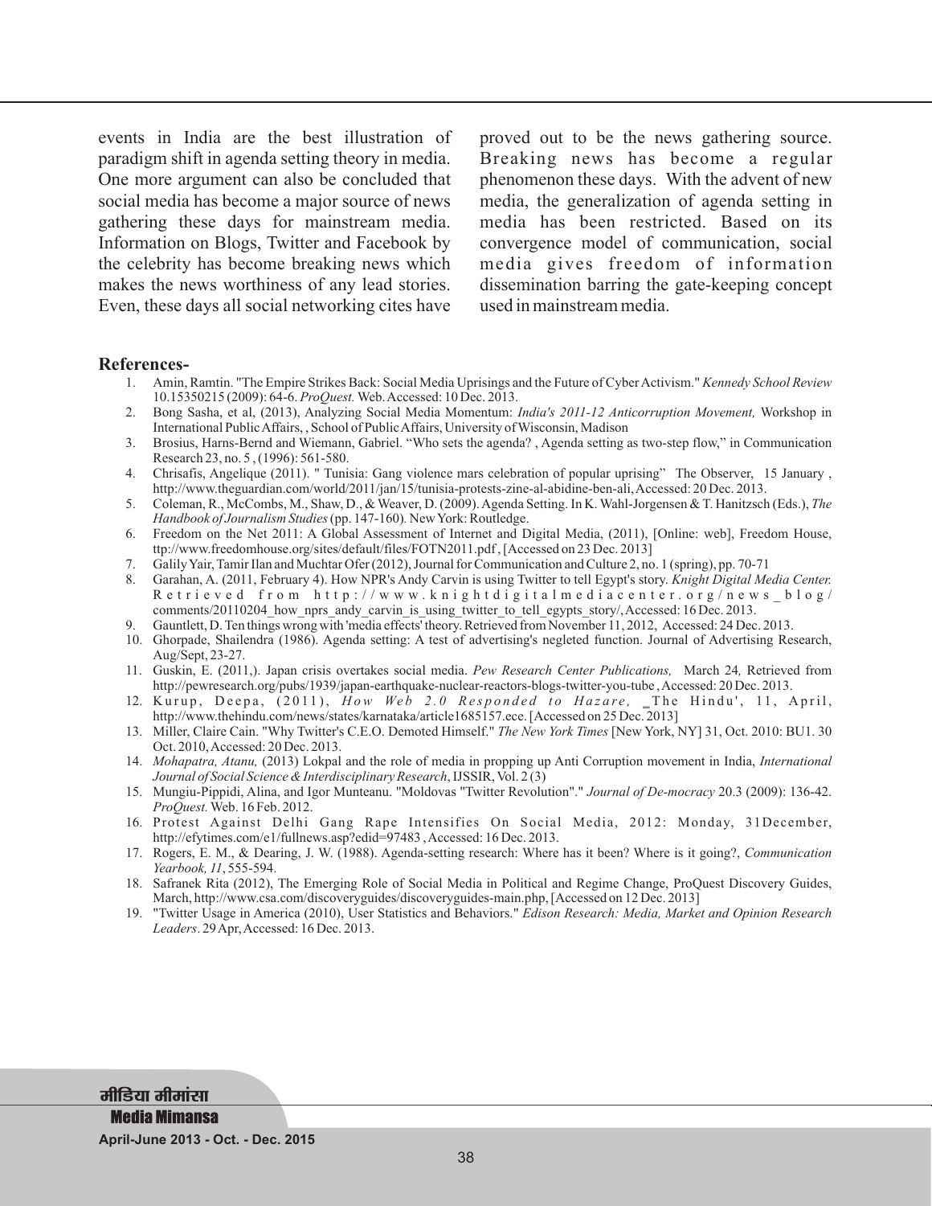events in India are the best illustration of paradigm shift in agenda setting theory in media. One more argument can also be concluded that social media has become a major source of news gathering these days for mainstream media. Information on Blogs, Twitter and Facebook by the celebrity has become breaking news which makes the news worthiness of any lead stories. Even, these days all social networking cites have proved out to be the news gathering source. Breaking news has become a regular phenomenon these days. With the advent of new media, the generalization of agenda setting in media has been restricted. Based on its convergence model of communication, social media gives freedom of information dissemination barring the gate-keeping concept used in mainstream media.

**References-**

1. Amin, Ramtin. "The Empire Strikes Back: Social Media Uprisings and the Future of Cyber Activism." *Kennedy School Review* 10.15350215 (2009): 64-6. *ProQuest.* Web. Accessed: 10 Dec. 2013.
2. Bong Sasha, et al, (2013), Analyzing Social Media Momentum: *India's 2011-12 Anticorruption Movement,* Workshop in International Public Affairs, , School of Public Affairs, University of Wisconsin, Madison
3. Brosius, Harns-Bernd and Wiemann, Gabriel. "Who sets the agenda? , Agenda setting as two-step flow," in Communication Research 23, no. 5 , (1996): 561-580.
4. Chrisafis, Angelique (2011). " Tunisia: Gang violence mars celebration of popular uprising" The Observer, 15 January , http://www.theguardian.com/world/2011/jan/15/tunisia-protests-zine-al-abidine-ben-ali, Accessed: 20 Dec. 2013.
5. Coleman, R., McCombs, M., Shaw, D., & Weaver, D. (2009). Agenda Setting. In K. Wahl-Jorgensen & T. Hanitzsch (Eds.), *The Handbook of Journalism Studies* (pp. 147-160). New York: Routledge.
6. Freedom on the Net 2011: A Global Assessment of Internet and Digital Media, (2011), [Online: web], Freedom House, ttp://www.freedomhouse.org/sites/default/files/FOTN2011.pdf , [Accessed on 23 Dec. 2013]
7. Galily Yair, Tamir Ilan and Muchtar Ofer (2012), Journal for Communication and Culture 2, no. 1 (spring), pp. 70-71
8. Garahan, A. (2011, February 4). How NPR's Andy Carvin is using Twitter to tell Egypt's story. *Knight Digital Media Center.* Retrieved from http://www.knightdigitalmediacenter.org/news_blog/comments/20110204_how_nprs_andy_carvin_is_using_twitter_to_tell_egypts_story/, Accessed: 16 Dec. 2013.
9. Gauntlett, D. Ten things wrong with 'media effects' theory. Retrieved from November 11, 2012, Accessed: 24 Dec. 2013.
10. Ghorpade, Shailendra (1986). Agenda setting: A test of advertising's negleted function. Journal of Advertising Research, Aug/Sept, 23-27.
11. Guskin, E. (2011,). Japan crisis overtakes social media. *Pew Research Center Publications,* March 24*,* Retrieved from http://pewresearch.org/pubs/1939/japan-earthquake-nuclear-reactors-blogs-twitter-you-tube , Accessed: 20 Dec. 2013.
12. Kurup, Deepa, (2011), *How Web 2.0 Responded to Hazare,* _The Hindu', 11, April, http://www.thehindu.com/news/states/karnataka/article1685157.ece. [Accessed on 25 Dec. 2013]
13. Miller, Claire Cain. "Why Twitter's C.E.O. Demoted Himself." *The New York Times* [New York, NY] 31, Oct. 2010: BU1. 30 Oct. 2010, Accessed: 20 Dec. 2013.
14. *Mohapatra, Atanu,* (2013) Lokpal and the role of media in propping up Anti Corruption movement in India, *International Journal of Social Science & Interdisciplinary Research*, IJSSIR, Vol. 2 (3)
15. Mungiu-Pippidi, Alina, and Igor Munteanu. "Moldovas "Twitter Revolution"." *Journal of De-mocracy* 20.3 (2009): 136-42. *ProQuest.* Web. 16 Feb. 2012.
16. Protest Against Delhi Gang Rape Intensifies On Social Media, 2012: Monday, 31December, http://efytimes.com/e1/fullnews.asp?edid=97483 , Accessed: 16 Dec. 2013.
17. Rogers, E. M., & Dearing, J. W. (1988). Agenda-setting research: Where has it been? Where is it going?, *Communication Yearbook, 11*, 555-594.
18. Safranek Rita (2012), The Emerging Role of Social Media in Political and Regime Change, ProQuest Discovery Guides, March, http://www.csa.com/discoveryguides/discoveryguides-main.php, [Accessed on 12 Dec. 2013]
19. "Twitter Usage in America (2010), User Statistics and Behaviors." *Edison Research: Media, Market and Opinion Research Leaders*. 29 Apr, Accessed: 16 Dec. 2013.